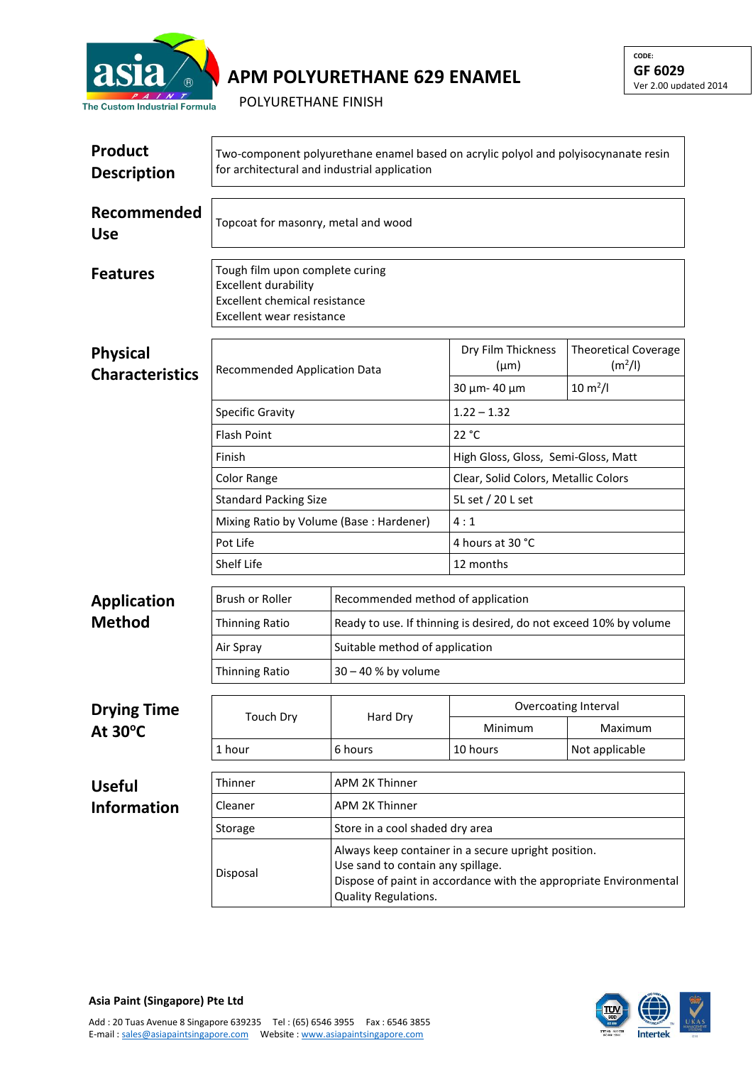asia PAINT®
The Custom Industrial Formula

# APM POLYURETHANE 629 ENAMEL

POLYURETHANE FINISH

CODE:
**GF 6029**
Ver 2.00 updated 2014

## Product Description

Two-component polyurethane enamel based on acrylic polyol and polyisocynanate resin for architectural and industrial application

## Recommended Use

Topcoat for masonry, metal and wood

## Features

Tough film upon complete curing
Excellent durability
Excellent chemical resistance
Excellent wear resistance

## Physical Characteristics

| Recommended Application Data | Dry Film Thickness (µm) | Theoretical Coverage ($m^2$/l) |
|---|---|---|
| | 30 µm- 40 µm | 10 $m^2$/l |
| Specific Gravity | 1.22 – 1.32 | |
| Flash Point | 22 °C | |
| Finish | High Gloss, Gloss, Semi-Gloss, Matt | |
| Color Range | Clear, Solid Colors, Metallic Colors | |
| Standard Packing Size | 5L set / 20 L set | |
| Mixing Ratio by Volume (Base : Hardener) | 4 : 1 | |
| Pot Life | 4 hours at 30 °C | |
| Shelf Life | 12 months | |

## Application Method

| Brush or Roller | Recommended method of application |
|---|---|
| Thinning Ratio | Ready to use. If thinning is desired, do not exceed 10% by volume |
| Air Spray | Suitable method of application |
| Thinning Ratio | 30 – 40 % by volume |

## Drying Time At 30°C

| Touch Dry | Hard Dry | Overcoating Interval | |
|---|---|---|---|
| | | Minimum | Maximum |
| 1 hour | 6 hours | 10 hours | Not applicable |

## Useful Information

| Thinner | APM 2K Thinner |
|---|---|
| Cleaner | APM 2K Thinner |
| Storage | Store in a cool shaded dry area |
| Disposal | Always keep container in a secure upright position.<br>Use sand to contain any spillage.<br>Dispose of paint in accordance with the appropriate Environmental Quality Regulations. |

**Asia Paint (Singapore) Pte Ltd**

Add : 20 Tuas Avenue 8 Singapore 639235 Tel : (65) 6546 3955 Fax : 6546 3855
E-mail : sales@asiapaintsingapore.com Website : www.asiapaintsingapore.com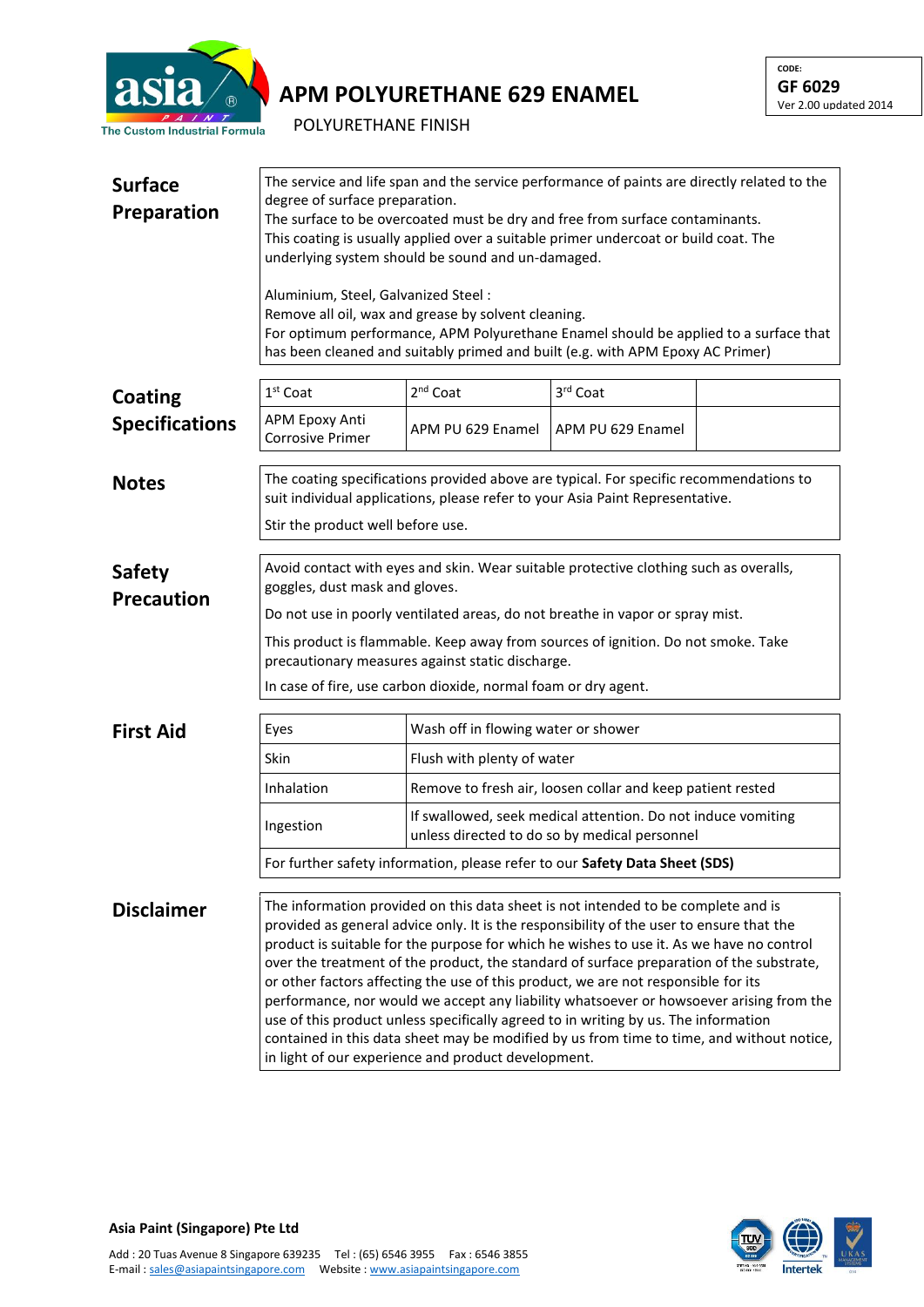# APM POLYURETHANE 629 ENAMEL

POLYURETHANE FINISH

CODE:
**GF 6029**
Ver 2.00 updated 2014

## Surface Preparation

The service and life span and the service performance of paints are directly related to the degree of surface preparation.
The surface to be overcoated must be dry and free from surface contaminants.
This coating is usually applied over a suitable primer undercoat or build coat. The underlying system should be sound and un-damaged.

Aluminium, Steel, Galvanized Steel :
Remove all oil, wax and grease by solvent cleaning.
For optimum performance, APM Polyurethane Enamel should be applied to a surface that has been cleaned and suitably primed and built (e.g. with APM Epoxy AC Primer)

## Coating Specifications

| 1st Coat | 2nd Coat | 3rd Coat | |
|---|---|---|---|
| APM Epoxy Anti Corrosive Primer | APM PU 629 Enamel | APM PU 629 Enamel | |

## Notes

The coating specifications provided above are typical. For specific recommendations to suit individual applications, please refer to your Asia Paint Representative.

Stir the product well before use.

## Safety Precaution

Avoid contact with eyes and skin. Wear suitable protective clothing such as overalls, goggles, dust mask and gloves.

Do not use in poorly ventilated areas, do not breathe in vapor or spray mist.

This product is flammable. Keep away from sources of ignition. Do not smoke. Take precautionary measures against static discharge.

In case of fire, use carbon dioxide, normal foam or dry agent.

## First Aid

| | |
|---|---|
| Eyes | Wash off in flowing water or shower |
| Skin | Flush with plenty of water |
| Inhalation | Remove to fresh air, loosen collar and keep patient rested |
| Ingestion | If swallowed, seek medical attention. Do not induce vomiting unless directed to do so by medical personnel |

For further safety information, please refer to our **Safety Data Sheet (SDS)**

## Disclaimer

The information provided on this data sheet is not intended to be complete and is provided as general advice only. It is the responsibility of the user to ensure that the product is suitable for the purpose for which he wishes to use it. As we have no control over the treatment of the product, the standard of surface preparation of the substrate, or other factors affecting the use of this product, we are not responsible for its performance, nor would we accept any liability whatsoever or howsoever arising from the use of this product unless specifically agreed to in writing by us. The information contained in this data sheet may be modified by us from time to time, and without notice, in light of our experience and product development.

**Asia Paint (Singapore) Pte Ltd**

Add : 20 Tuas Avenue 8 Singapore 639235 Tel : (65) 6546 3955 Fax : 6546 3855
E-mail : sales@asiapaintsingapore.com Website : www.asiapaintsingapore.com